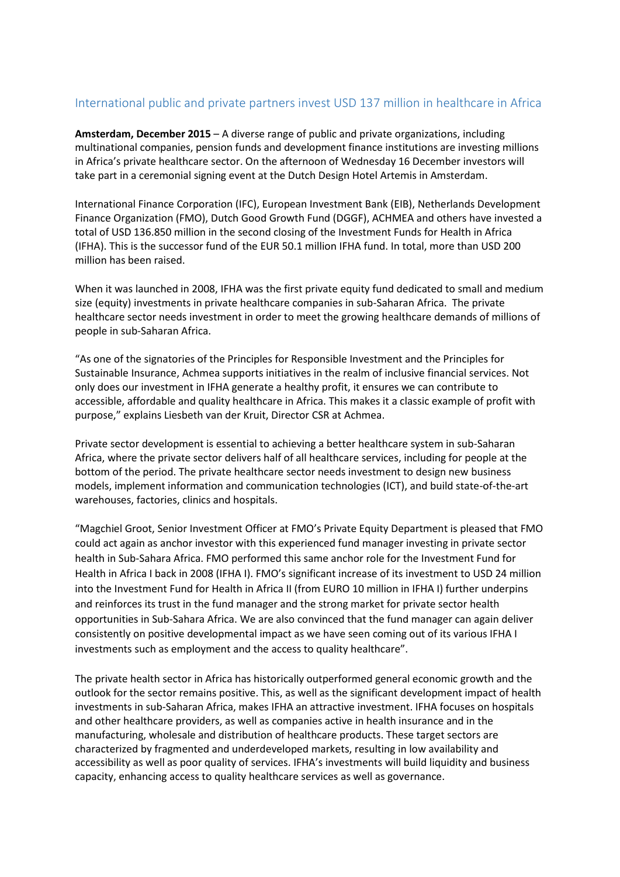## International public and private partners invest USD 137 million in healthcare in Africa

**Amsterdam, December 2015** – A diverse range of public and private organizations, including multinational companies, pension funds and development finance institutions are investing millions in Africa's private healthcare sector. On the afternoon of Wednesday 16 December investors will take part in a ceremonial signing event at the Dutch Design Hotel Artemis in Amsterdam.

International Finance Corporation (IFC), European Investment Bank (EIB), Netherlands Development Finance Organization (FMO), Dutch Good Growth Fund (DGGF), ACHMEA and others have invested a total of USD 136.850 million in the second closing of the Investment Funds for Health in Africa (IFHA). This is the successor fund of the EUR 50.1 million IFHA fund. In total, more than USD 200 million has been raised.

When it was launched in 2008, IFHA was the first private equity fund dedicated to small and medium size (equity) investments in private healthcare companies in sub-Saharan Africa. The private healthcare sector needs investment in order to meet the growing healthcare demands of millions of people in sub-Saharan Africa.

"As one of the signatories of the Principles for Responsible Investment and the Principles for Sustainable Insurance, Achmea supports initiatives in the realm of inclusive financial services. Not only does our investment in IFHA generate a healthy profit, it ensures we can contribute to accessible, affordable and quality healthcare in Africa. This makes it a classic example of profit with purpose," explains Liesbeth van der Kruit, Director CSR at Achmea.

Private sector development is essential to achieving a better healthcare system in sub-Saharan Africa, where the private sector delivers half of all healthcare services, including for people at the bottom of the period. The private healthcare sector needs investment to design new business models, implement information and communication technologies (ICT), and build state-of-the-art warehouses, factories, clinics and hospitals.

"Magchiel Groot, Senior Investment Officer at FMO's Private Equity Department is pleased that FMO could act again as anchor investor with this experienced fund manager investing in private sector health in Sub-Sahara Africa. FMO performed this same anchor role for the Investment Fund for Health in Africa I back in 2008 (IFHA I). FMO's significant increase of its investment to USD 24 million into the Investment Fund for Health in Africa II (from EURO 10 million in IFHA I) further underpins and reinforces its trust in the fund manager and the strong market for private sector health opportunities in Sub-Sahara Africa. We are also convinced that the fund manager can again deliver consistently on positive developmental impact as we have seen coming out of its various IFHA I investments such as employment and the access to quality healthcare".

The private health sector in Africa has historically outperformed general economic growth and the outlook for the sector remains positive. This, as well as the significant development impact of health investments in sub-Saharan Africa, makes IFHA an attractive investment. IFHA focuses on hospitals and other healthcare providers, as well as companies active in health insurance and in the manufacturing, wholesale and distribution of healthcare products. These target sectors are characterized by fragmented and underdeveloped markets, resulting in low availability and accessibility as well as poor quality of services. IFHA's investments will build liquidity and business capacity, enhancing access to quality healthcare services as well as governance.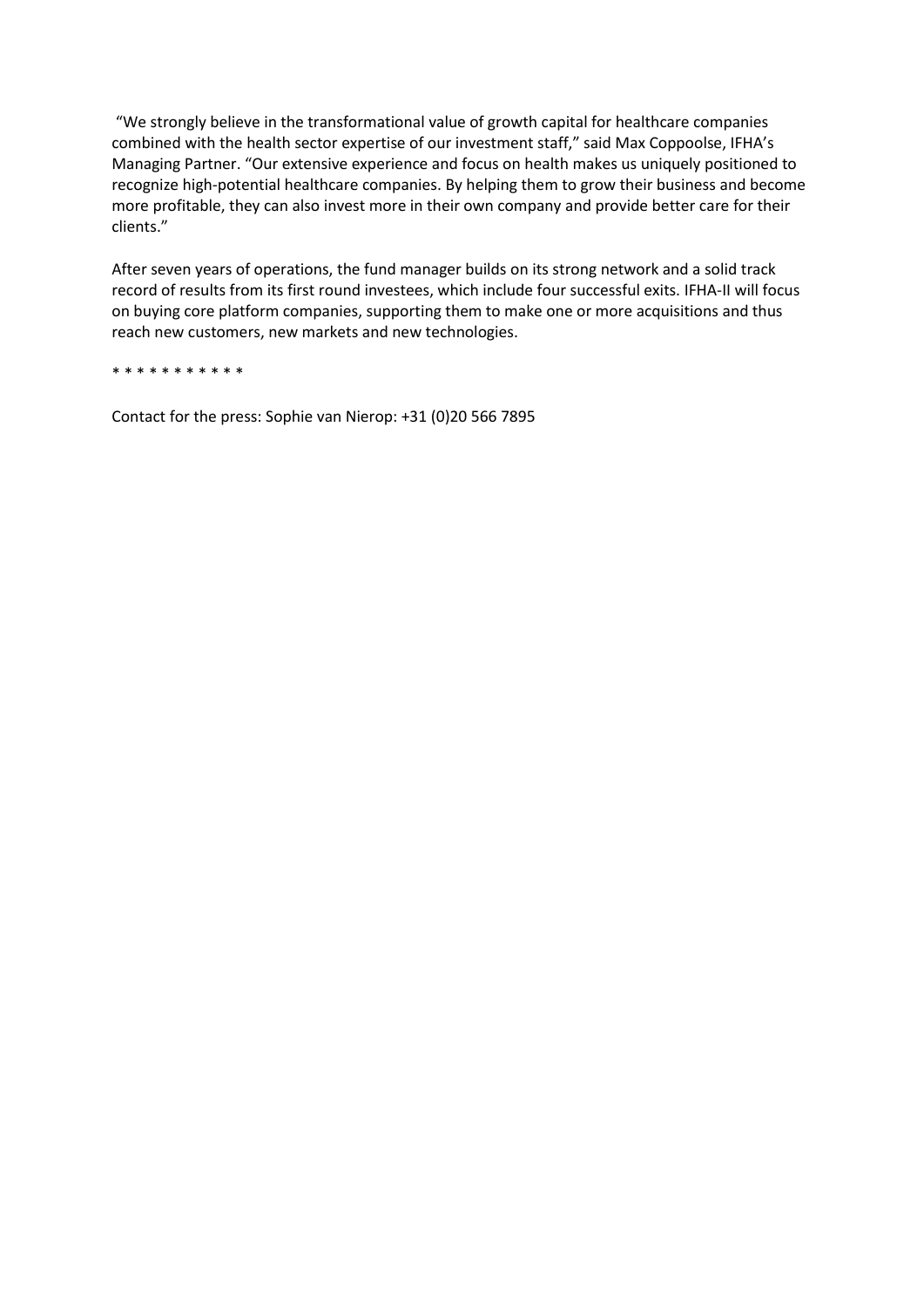"We strongly believe in the transformational value of growth capital for healthcare companies combined with the health sector expertise of our investment staff," said Max Coppoolse, IFHA's Managing Partner. "Our extensive experience and focus on health makes us uniquely positioned to recognize high-potential healthcare companies. By helping them to grow their business and become more profitable, they can also invest more in their own company and provide better care for their clients."

After seven years of operations, the fund manager builds on its strong network and a solid track record of results from its first round investees, which include four successful exits. IFHA-II will focus on buying core platform companies, supporting them to make one or more acquisitions and thus reach new customers, new markets and new technologies.

* * * * * * * * * * *

Contact for the press: Sophie van Nierop: +31 (0)20 566 7895